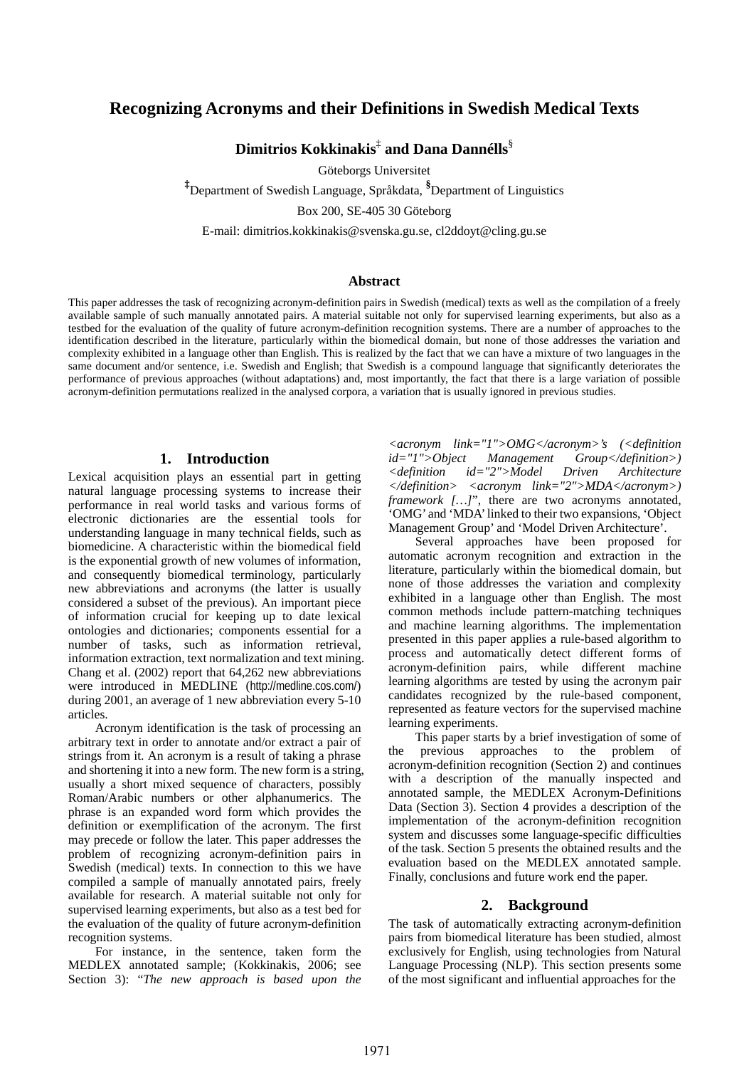# Recognizing Acronyms and their Definitions in Swedish Medical Texts

**Dimitrios Kokkinakis[‡] and Dana Dannélls[§]**

Göteborgs Universitet

[‡]Department of Swedish Language, Språkdata, [§]Department of Linguistics

Box 200, SE-405 30 Göteborg

E-mail: dimitrios.kokkinakis@svenska.gu.se, cl2ddoyt@cling.gu.se

## Abstract

This paper addresses the task of recognizing acronym-definition pairs in Swedish (medical) texts as well as the compilation of a freely available sample of such manually annotated pairs. A material suitable not only for supervised learning experiments, but also as a testbed for the evaluation of the quality of future acronym-definition recognition systems. There are a number of approaches to the identification described in the literature, particularly within the biomedical domain, but none of those addresses the variation and complexity exhibited in a language other than English. This is realized by the fact that we can have a mixture of two languages in the same document and/or sentence, i.e. Swedish and English; that Swedish is a compound language that significantly deteriorates the performance of previous approaches (without adaptations) and, most importantly, the fact that there is a large variation of possible acronym-definition permutations realized in the analysed corpora, a variation that is usually ignored in previous studies.

## 1. Introduction

Lexical acquisition plays an essential part in getting natural language processing systems to increase their performance in real world tasks and various forms of electronic dictionaries are the essential tools for understanding language in many technical fields, such as biomedicine. A characteristic within the biomedical field is the exponential growth of new volumes of information, and consequently biomedical terminology, particularly new abbreviations and acronyms (the latter is usually considered a subset of the previous). An important piece of information crucial for keeping up to date lexical ontologies and dictionaries; components essential for a number of tasks, such as information retrieval, information extraction, text normalization and text mining. Chang et al. (2002) report that 64,262 new abbreviations were introduced in MEDLINE (http://medline.cos.com/) during 2001, an average of 1 new abbreviation every 5-10 articles.

Acronym identification is the task of processing an arbitrary text in order to annotate and/or extract a pair of strings from it. An acronym is a result of taking a phrase and shortening it into a new form. The new form is a string, usually a short mixed sequence of characters, possibly Roman/Arabic numbers or other alphanumerics. The phrase is an expanded word form which provides the definition or exemplification of the acronym. The first may precede or follow the later. This paper addresses the problem of recognizing acronym-definition pairs in Swedish (medical) texts. In connection to this we have compiled a sample of manually annotated pairs, freely available for research. A material suitable not only for supervised learning experiments, but also as a test bed for the evaluation of the quality of future acronym-definition recognition systems.

For instance, in the sentence, taken form the MEDLEX annotated sample; (Kokkinakis, 2006; see Section 3): "*The new approach is based upon the <acronym link="1">OMG</acronym>'s (<definition id="1">Object Management Group</definition>) <definition id="2">Model Driven Architecture </definition> <acronym link="2">MDA</acronym>) framework […]*", there are two acronyms annotated, 'OMG' and 'MDA' linked to their two expansions, 'Object Management Group' and 'Model Driven Architecture'.

Several approaches have been proposed for automatic acronym recognition and extraction in the literature, particularly within the biomedical domain, but none of those addresses the variation and complexity exhibited in a language other than English. The most common methods include pattern-matching techniques and machine learning algorithms. The implementation presented in this paper applies a rule-based algorithm to process and automatically detect different forms of acronym-definition pairs, while different machine learning algorithms are tested by using the acronym pair candidates recognized by the rule-based component, represented as feature vectors for the supervised machine learning experiments.

This paper starts by a brief investigation of some of the previous approaches to the problem of acronym-definition recognition (Section 2) and continues with a description of the manually inspected and annotated sample, the MEDLEX Acronym-Definitions Data (Section 3). Section 4 provides a description of the implementation of the acronym-definition recognition system and discusses some language-specific difficulties of the task. Section 5 presents the obtained results and the evaluation based on the MEDLEX annotated sample. Finally, conclusions and future work end the paper.

## 2. Background

The task of automatically extracting acronym-definition pairs from biomedical literature has been studied, almost exclusively for English, using technologies from Natural Language Processing (NLP). This section presents some of the most significant and influential approaches for the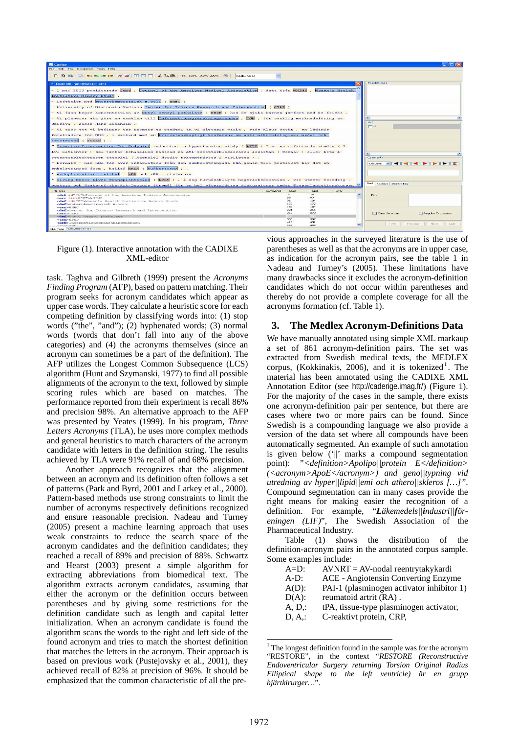Figure (1). Interactive annotation with the CADIXE XML-editor

task. Taghva and Gilbreth (1999) present the *Acronyms Finding Program* (AFP), based on pattern matching. Their program seeks for acronym candidates which appear as upper case words. They calculate a heuristic score for each competing definition by classifying words into: (1) stop words ("the", "and"); (2) hyphenated words; (3) normal words (words that don't fall into any of the above categories) and (4) the acronyms themselves (since an acronym can sometimes be a part of the definition). The AFP utilizes the Longest Common Subsequence (LCS) algorithm (Hunt and Szymanski, 1977) to find all possible alignments of the acronym to the text, followed by simple scoring rules which are based on matches. The performance reported from their experiment is recall 86% and precision 98%. An alternative approach to the AFP was presented by Yeates (1999). In his program, *Three Letters Acronyms* (TLA), he uses more complex methods and general heuristics to match characters of the acronym candidate with letters in the definition string. The results achieved by TLA were 91% recall of and 68% precision.

Another approach recognizes that the alignment between an acronym and its definition often follows a set of patterns (Park and Byrd, 2001 and Larkey et al., 2000). Pattern-based methods use strong constraints to limit the number of acronyms respectively definitions recognized and ensure reasonable precision. Nadeau and Turney (2005) present a machine learning approach that uses weak constraints to reduce the search space of the acronym candidates and the definition candidates; they reached a recall of 89% and precision of 88%. Schwartz and Hearst (2003) present a simple algorithm for extracting abbreviations from biomedical text. The algorithm extracts acronym candidates, assuming that either the acronym or the definition occurs between parentheses and by giving some restrictions for the definition candidate such as length and capital letter initialization. When an acronym candidate is found the algorithm scans the words to the right and left side of the found acronym and tries to match the shortest definition that matches the letters in the acronym. Their approach is based on previous work (Pustejovsky et al., 2001), they achieved recall of 82% at precision of 96%. It should be emphasized that the common characteristic of all the previous approaches in the surveyed literature is the use of parentheses as well as that the acronyms are in upper case, as indication for the acronym pairs, see the table 1 in Nadeau and Turney's (2005). These limitations have many drawbacks since it excludes the acronym-definition candidates which do not occur within parentheses and thereby do not provide a complete coverage for all the acronyms formation (cf. Table 1).

## 3. The Medlex Acronym-Definitions Data

We have manually annotated using simple XML markaup a set of 861 acronym-definition pairs. The set was extracted from Swedish medical texts, the MEDLEX corpus, (Kokkinakis, 2006), and it is tokenized[1]. The material has been annotated using the CADIXE XML Annotation Editor (see http://caderige.imag.fr/) (Figure 1). For the majority of the cases in the sample, there exists one acronym-definition pair per sentence, but there are cases where two or more pairs can be found. Since Swedish is a compounding language we also provide a version of the data set where all compounds have been automatically segmented. An example of such annotation is given below ('||' marks a compound segmentation point): *"<definition>Apolipo||protein E</definition> (<acronym>ApoE</acronym>) and geno||typning vid utredning av hyper||lipid||emi och athero||skleros […]"*. Compound segmentation can in many cases provide the right means for making easier the recognition of a definition. For example, *"**L**äkemedels||**i**ndustri||**f**ör-eningen (LIF)"*, The Swedish Association of the Pharmaceutical Industry.

Table (1) shows the distribution of the definition-acronym pairs in the annotated corpus sample. Some examples include:

A=D: AVNRT = AV-nodal reentrytakykardi
A-D: ACE - Angiotensin Converting Enzyme
A(D): PAI-1 (plasminogen activator inhibitor 1)
D(A): reumatoid artrit (RA) .
A, D,: tPA, tissue-type plasminogen activator,
D, A,: C-reaktivt protein, CRP,

[1] The longest definition found in the sample was for the acronym "RESTORE", in the context *"RESTORE (Reconstructive Endoventricular Surgery returning Torsion Original Radius Elliptical shape to the left ventricle) är en grupp hjärtkirurger…"*.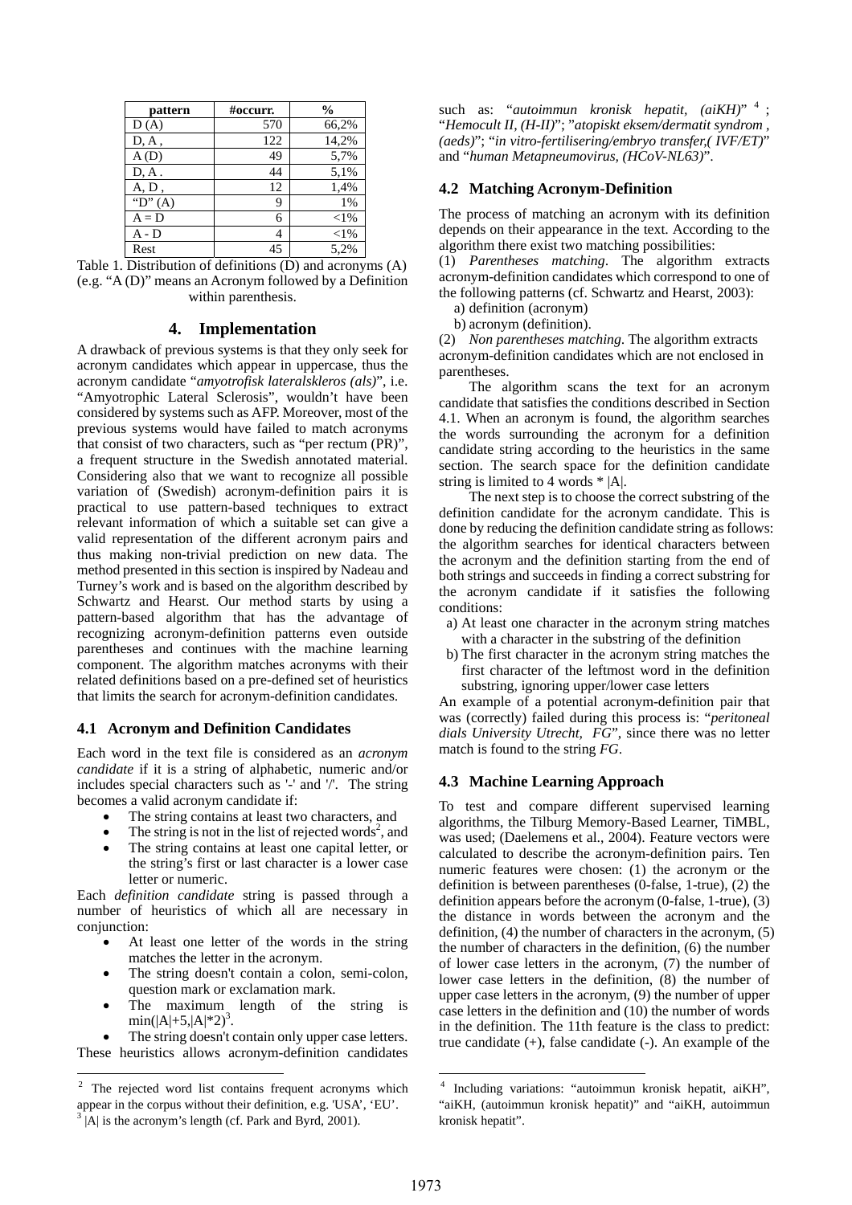| pattern | #occurr. | % |
|---|---|---|
| D (A) | 570 | 66,2% |
| D, A , | 122 | 14,2% |
| A (D) | 49 | 5,7% |
| D, A . | 44 | 5,1% |
| A, D , | 12 | 1,4% |
| "D" (A) | 9 | 1% |
| A = D | 6 | <1% |
| A - D | 4 | <1% |
| Rest | 45 | 5,2% |

Table 1. Distribution of definitions (D) and acronyms (A) (e.g. "A (D)" means an Acronym followed by a Definition within parenthesis.

## 4. Implementation

A drawback of previous systems is that they only seek for acronym candidates which appear in uppercase, thus the acronym candidate "*amyotrofisk lateralskleros (als)*", i.e. "Amyotrophic Lateral Sclerosis", wouldn't have been considered by systems such as AFP. Moreover, most of the previous systems would have failed to match acronyms that consist of two characters, such as "per rectum (PR)", a frequent structure in the Swedish annotated material. Considering also that we want to recognize all possible variation of (Swedish) acronym-definition pairs it is practical to use pattern-based techniques to extract relevant information of which a suitable set can give a valid representation of the different acronym pairs and thus making non-trivial prediction on new data. The method presented in this section is inspired by Nadeau and Turney's work and is based on the algorithm described by Schwartz and Hearst. Our method starts by using a pattern-based algorithm that has the advantage of recognizing acronym-definition patterns even outside parentheses and continues with the machine learning component. The algorithm matches acronyms with their related definitions based on a pre-defined set of heuristics that limits the search for acronym-definition candidates.

### 4.1 Acronym and Definition Candidates

Each word in the text file is considered as an *acronym candidate* if it is a string of alphabetic, numeric and/or includes special characters such as '-' and '/'. The string becomes a valid acronym candidate if:

- The string contains at least two characters, and
- The string is not in the list of rejected words[2], and
- The string contains at least one capital letter, or the string's first or last character is a lower case letter or numeric.

Each *definition candidate* string is passed through a number of heuristics of which all are necessary in conjunction:

- At least one letter of the words in the string matches the letter in the acronym.
- The string doesn't contain a colon, semi-colon, question mark or exclamation mark.
- The maximum length of the string is $\min(|A|+5, |A|*2)$[3].
- The string doesn't contain only upper case letters.

These heuristics allows acronym-definition candidates such as: "*autoimmun kronisk hepatit, (aiKH)*"[4]; "*Hemocult II, (H-II)*"; "*atopiskt eksem/dermatit syndrom , (aeds)*"; "*in vitro-fertilisering/embryo transfer,( IVF/ET)*" and "*human Metapneumovirus, (HCoV-NL63)*".

### 4.2 Matching Acronym-Definition

The process of matching an acronym with its definition depends on their appearance in the text. According to the algorithm there exist two matching possibilities:

(1) *Parentheses matching*. The algorithm extracts acronym-definition candidates which correspond to one of the following patterns (cf. Schwartz and Hearst, 2003):

a) definition (acronym)
b) acronym (definition).

(2) *Non parentheses matching*. The algorithm extracts acronym-definition candidates which are not enclosed in parentheses.

The algorithm scans the text for an acronym candidate that satisfies the conditions described in Section 4.1. When an acronym is found, the algorithm searches the words surrounding the acronym for a definition candidate string according to the heuristics in the same section. The search space for the definition candidate string is limited to 4 words * |A|.

The next step is to choose the correct substring of the definition candidate for the acronym candidate. This is done by reducing the definition candidate string as follows: the algorithm searches for identical characters between the acronym and the definition starting from the end of both strings and succeeds in finding a correct substring for the acronym candidate if it satisfies the following conditions:

a) At least one character in the acronym string matches with a character in the substring of the definition
b) The first character in the acronym string matches the first character of the leftmost word in the definition substring, ignoring upper/lower case letters

An example of a potential acronym-definition pair that was (correctly) failed during this process is: "*peritoneal dials University Utrecht, FG*", since there was no letter match is found to the string *FG*.

### 4.3 Machine Learning Approach

To test and compare different supervised learning algorithms, the Tilburg Memory-Based Learner, TiMBL, was used; (Daelemens et al., 2004). Feature vectors were calculated to describe the acronym-definition pairs. Ten numeric features were chosen: (1) the acronym or the definition is between parentheses (0-false, 1-true), (2) the definition appears before the acronym (0-false, 1-true), (3) the distance in words between the acronym and the definition, (4) the number of characters in the acronym, (5) the number of characters in the definition, (6) the number of lower case letters in the acronym, (7) the number of lower case letters in the definition, (8) the number of upper case letters in the acronym, (9) the number of upper case letters in the definition and (10) the number of words in the definition. The 11th feature is the class to predict: true candidate (+), false candidate (-). An example of the

[2] The rejected word list contains frequent acronyms which appear in the corpus without their definition, e.g. 'USA', 'EU'.

[3] |A| is the acronym's length (cf. Park and Byrd, 2001).

[4] Including variations: "autoimmun kronisk hepatit, aiKH", "aiKH, (autoimmun kronisk hepatit)" and "aiKH, autoimmun kronisk hepatit".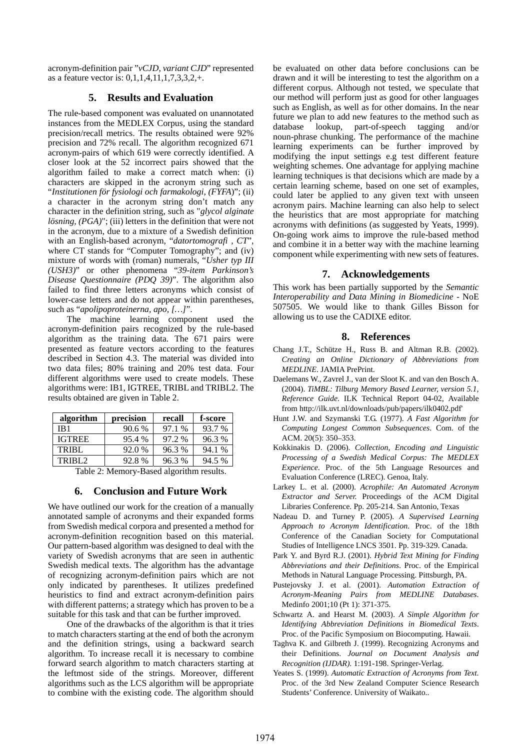acronym-definition pair "*vCJD, variant CJD*" represented as a feature vector is: 0,1,1,4,11,1,7,3,3,2,+.

## 5. Results and Evaluation

The rule-based component was evaluated on unannotated instances from the MEDLEX Corpus, using the standard precision/recall metrics. The results obtained were 92% precision and 72% recall. The algorithm recognized 671 acronym-pairs of which 619 were correctly identified. A closer look at the 52 incorrect pairs showed that the algorithm failed to make a correct match when: (i) characters are skipped in the acronym string such as "*Institutionen för fysiologi och farmakologi, (FYFA*)"; (ii) a character in the acronym string don't match any character in the definition string, such as "*glycol alginate lösning, (PGA)*"; (iii) letters in the definition that were not in the acronym, due to a mixture of a Swedish definition with an English-based acronym, "*datortomografi , CT*", where CT stands for "Computer Tomography"; and (iv) mixture of words with (roman) numerals, "*Usher typ III (USH3)*" or other phenomena "*39-item Parkinson's Disease Questionnaire (PDQ 39)*". The algorithm also failed to find three letters acronyms which consist of lower-case letters and do not appear within parentheses, such as "*apolipoproteinerna, apo, […]*".

The machine learning component used the acronym-definition pairs recognized by the rule-based algorithm as the training data. The 671 pairs were presented as feature vectors according to the features described in Section 4.3. The material was divided into two data files; 80% training and 20% test data. Four different algorithms were used to create models. These algorithms were: IB1, IGTREE, TRIBL and TRIBL2. The results obtained are given in Table 2.

| algorithm | precision | recall | f-score |
|---|---|---|---|
| IB1 | 90.6 % | 97.1 % | 93.7 % |
| IGTREE | 95.4 % | 97.2 % | 96.3 % |
| TRIBL | 92.0 % | 96.3 % | 94.1 % |
| TRIBL2 | 92.8 % | 96.3 % | 94.5 % |

Table 2: Memory-Based algorithm results.

## 6. Conclusion and Future Work

We have outlined our work for the creation of a manually annotated sample of acronyms and their expanded forms from Swedish medical corpora and presented a method for acronym-definition recognition based on this material. Our pattern-based algorithm was designed to deal with the variety of Swedish acronyms that are seen in authentic Swedish medical texts. The algorithm has the advantage of recognizing acronym-definition pairs which are not only indicated by parentheses. It utilizes predefined heuristics to find and extract acronym-definition pairs with different patterns; a strategy which has proven to be a suitable for this task and that can be further improved.

One of the drawbacks of the algorithm is that it tries to match characters starting at the end of both the acronym and the definition strings, using a backward search algorithm. To increase recall it is necessary to combine forward search algorithm to match characters starting at the leftmost side of the strings. Moreover, different algorithms such as the LCS algorithm will be appropriate to combine with the existing code. The algorithm should be evaluated on other data before conclusions can be drawn and it will be interesting to test the algorithm on a different corpus. Although not tested, we speculate that our method will perform just as good for other languages such as English, as well as for other domains. In the near future we plan to add new features to the method such as database lookup, part-of-speech tagging and/or noun-phrase chunking. The performance of the machine learning experiments can be further improved by modifying the input settings e.g test different feature weighting schemes. One advantage for applying machine learning techniques is that decisions which are made by a certain learning scheme, based on one set of examples, could later be applied to any given text with unseen acronym pairs. Machine learning can also help to select the heuristics that are most appropriate for matching acronyms with definitions (as suggested by Yeats, 1999). On-going work aims to improve the rule-based method and combine it in a better way with the machine learning component while experimenting with new sets of features.

## 7. Acknowledgements

This work has been partially supported by the *Semantic Interoperability and Data Mining in Biomedicine* - NoE 507505. We would like to thank Gilles Bisson for allowing us to use the CADIXE editor.

## 8. References

Chang J.T., Schütze H., Russ B. and Altman R.B. (2002). *Creating an Online Dictionary of Abbreviations from MEDLINE*. JAMIA PrePrint.

Daelemans W., Zavrel J., van der Sloot K. and van den Bosch A. (2004). *TiMBL: Tilburg Memory Based Learner, version 5.1, Reference Guide*. ILK Technical Report 04-02, Available from http://ilk.uvt.nl/downloads/pub/papers/ilk0402.pdf'

Hunt J.W. and Szymanski T.G. (1977). *A Fast Algorithm for Computing Longest Common Subsequences*. Com. of the ACM. 20(5): 350–353.

Kokkinakis D. (2006). *Collection, Encoding and Linguistic Processing of a Swedish Medical Corpus: The MEDLEX Experience*. Proc. of the 5th Language Resources and Evaluation Conference (LREC). Genoa, Italy.

Larkey L. et al. (2000). *Acrophile: An Automated Acronym Extractor and Server.* Proceedings of the ACM Digital Libraries Conference. Pp. 205-214. San Antonio, Texas

Nadeau D. and Turney P. (2005). *A Supervised Learning Approach to Acronym Identification*. Proc. of the 18th Conference of the Canadian Society for Computational Studies of Intelligence LNCS 3501. Pp. 319-329. Canada.

Park Y. and Byrd R.J. (2001). *Hybrid Text Mining for Finding Abbreviations and their Definitions*. Proc. of the Empirical Methods in Natural Language Processing. Pittsburgh, PA.

Pustejovsky J. et al. (2001). *Automation Extraction of Acronym-Meaning Pairs from MEDLINE Databases*. Medinfo 2001;10 (Pt 1): 371-375.

Schwartz A. and Hearst M. (2003). *A Simple Algorithm for Identifying Abbreviation Definitions in Biomedical Texts*. Proc. of the Pacific Symposium on Biocomputing. Hawaii.

Taghva K. and Gilbreth J. (1999). Recognizing Acronyms and their Definitions. *Journal on Document Analysis and Recognition (IJDAR)*. 1:191-198. Springer-Verlag.

Yeates S. (1999). *Automatic Extraction of Acronyms from Text*. Proc. of the 3rd New Zealand Computer Science Research Students' Conference. University of Waikato..